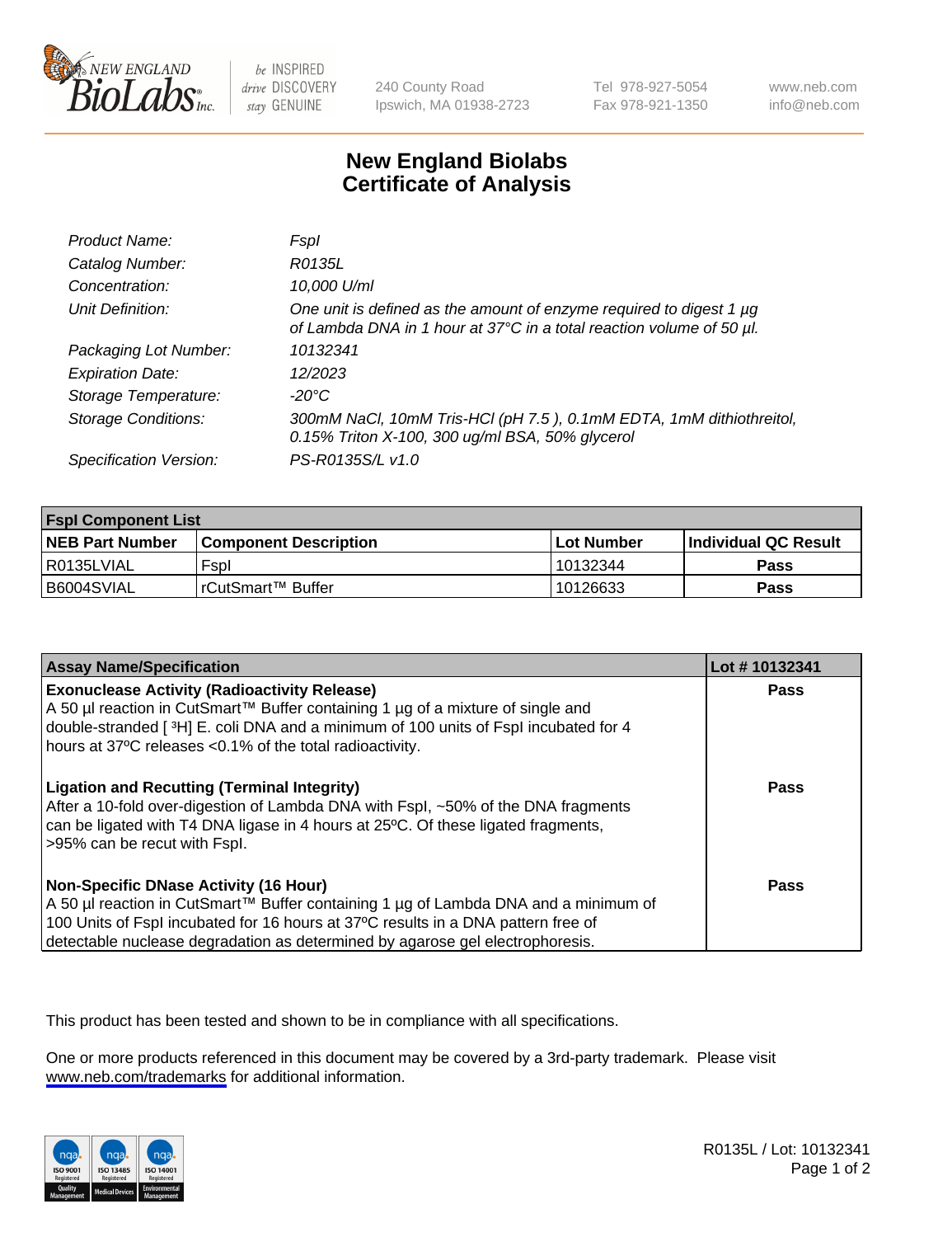# New England Biolabs
# Certificate of Analysis

| | |
|---|---|
| *Product Name:* | *FspI* |
| *Catalog Number:* | *R0135L* |
| *Concentration:* | *10,000 U/ml* |
| *Unit Definition:* | *One unit is defined as the amount of enzyme required to digest 1 µg of Lambda DNA in 1 hour at 37°C in a total reaction volume of 50 µl.* |
| *Packaging Lot Number:* | *10132341* |
| *Expiration Date:* | *12/2023* |
| *Storage Temperature:* | *-20°C* |
| *Storage Conditions:* | *300mM NaCl, 10mM Tris-HCl (pH 7.5 ), 0.1mM EDTA, 1mM dithiothreitol, 0.15% Triton X-100, 300 ug/ml BSA, 50% glycerol* |
| *Specification Version:* | *PS-R0135S/L v1.0* |

| FspI Component List | | | |
|---|---|---|---|
| **NEB Part Number** | **Component Description** | **Lot Number** | **Individual QC Result** |
| R0135LVIAL | FspI | 10132344 | **Pass** |
| B6004SVIAL | rCutSmart™ Buffer | 10126633 | **Pass** |

| Assay Name/Specification | Lot # 10132341 |
|---|---|
| **Exonuclease Activity (Radioactivity Release)** A 50 µl reaction in CutSmart™ Buffer containing 1 µg of a mixture of single and double-stranded [ $^3$H] E. coli DNA and a minimum of 100 units of FspI incubated for 4 hours at 37ºC releases <0.1% of the total radioactivity. | **Pass** |
| **Ligation and Recutting (Terminal Integrity)** After a 10-fold over-digestion of Lambda DNA with FspI, ~50% of the DNA fragments can be ligated with T4 DNA ligase in 4 hours at 25ºC. Of these ligated fragments, >95% can be recut with FspI. | **Pass** |
| **Non-Specific DNase Activity (16 Hour)** A 50 µl reaction in CutSmart™ Buffer containing 1 µg of Lambda DNA and a minimum of 100 Units of FspI incubated for 16 hours at 37ºC results in a DNA pattern free of detectable nuclease degradation as determined by agarose gel electrophoresis. | **Pass** |

This product has been tested and shown to be in compliance with all specifications.

One or more products referenced in this document may be covered by a 3rd-party trademark. Please visit www.neb.com/trademarks for additional information.

R0135L / Lot: 10132341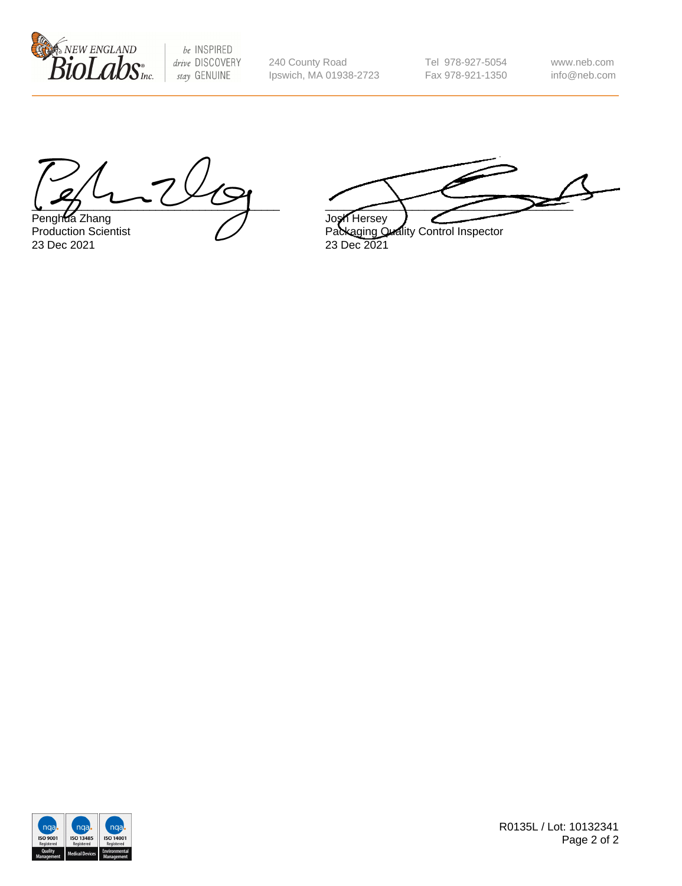Penghua Zhang
Production Scientist
23 Dec 2021

Josh Hersey
Packaging Quality Control Inspector
23 Dec 2021

R0135L / Lot: 10132341